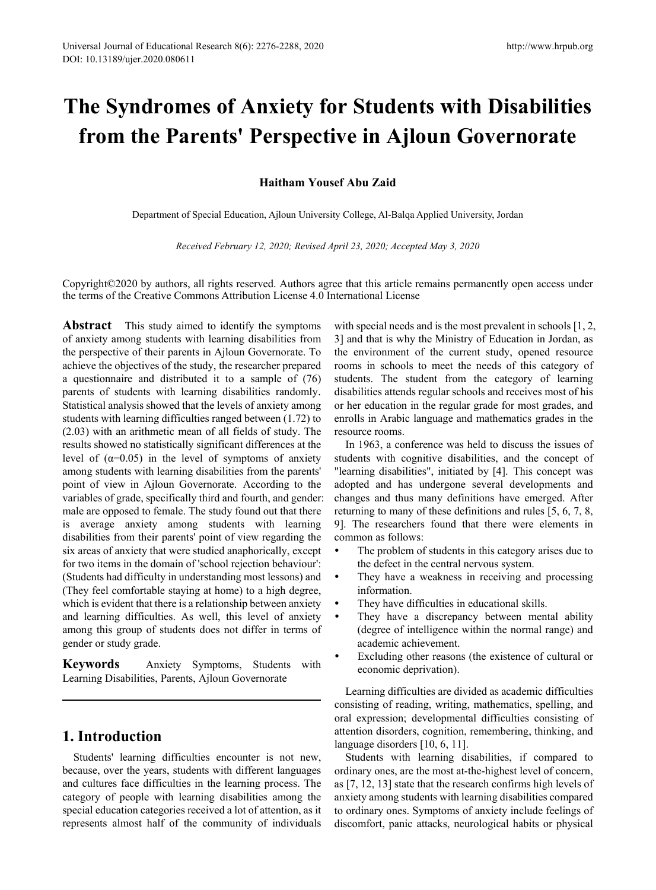# The Syndromes of Anxiety for Students with Disabilities from the Parents' Perspective in Ajloun Governorate

**Haitham Yousef Abu Zaid**

Department of Special Education, Ajloun University College, Al-Balqa Applied University, Jordan

*Received February 12, 2020; Revised April 23, 2020; Accepted May 3, 2020*

Copyright©2020 by authors, all rights reserved. Authors agree that this article remains permanently open access under the terms of the Creative Commons Attribution License 4.0 International License

**Abstract** This study aimed to identify the symptoms of anxiety among students with learning disabilities from the perspective of their parents in Ajloun Governorate. To achieve the objectives of the study, the researcher prepared a questionnaire and distributed it to a sample of (76) parents of students with learning disabilities randomly. Statistical analysis showed that the levels of anxiety among students with learning difficulties ranged between (1.72) to (2.03) with an arithmetic mean of all fields of study. The results showed no statistically significant differences at the level of ($\alpha$=0.05) in the level of symptoms of anxiety among students with learning disabilities from the parents' point of view in Ajloun Governorate. According to the variables of grade, specifically third and fourth, and gender: male are opposed to female. The study found out that there is average anxiety among students with learning disabilities from their parents' point of view regarding the six areas of anxiety that were studied anaphorically, except for two items in the domain of 'school rejection behaviour': (Students had difficulty in understanding most lessons) and (They feel comfortable staying at home) to a high degree, which is evident that there is a relationship between anxiety and learning difficulties. As well, this level of anxiety among this group of students does not differ in terms of gender or study grade.

**Keywords** Anxiety Symptoms, Students with Learning Disabilities, Parents, Ajloun Governorate

## 1. Introduction

Students' learning difficulties encounter is not new, because, over the years, students with different languages and cultures face difficulties in the learning process. The category of people with learning disabilities among the special education categories received a lot of attention, as it represents almost half of the community of individuals with special needs and is the most prevalent in schools [1, 2, 3] and that is why the Ministry of Education in Jordan, as the environment of the current study, opened resource rooms in schools to meet the needs of this category of students. The student from the category of learning disabilities attends regular schools and receives most of his or her education in the regular grade for most grades, and enrolls in Arabic language and mathematics grades in the resource rooms.

In 1963, a conference was held to discuss the issues of students with cognitive disabilities, and the concept of "learning disabilities", initiated by [4]. This concept was adopted and has undergone several developments and changes and thus many definitions have emerged. After returning to many of these definitions and rules [5, 6, 7, 8, 9]. The researchers found that there were elements in common as follows:

- The problem of students in this category arises due to the defect in the central nervous system.
- They have a weakness in receiving and processing information.
- They have difficulties in educational skills.
- They have a discrepancy between mental ability (degree of intelligence within the normal range) and academic achievement.
- Excluding other reasons (the existence of cultural or economic deprivation).

Learning difficulties are divided as academic difficulties consisting of reading, writing, mathematics, spelling, and oral expression; developmental difficulties consisting of attention disorders, cognition, remembering, thinking, and language disorders [10, 6, 11].

Students with learning disabilities, if compared to ordinary ones, are the most at-the-highest level of concern, as [7, 12, 13] state that the research confirms high levels of anxiety among students with learning disabilities compared to ordinary ones. Symptoms of anxiety include feelings of discomfort, panic attacks, neurological habits or physical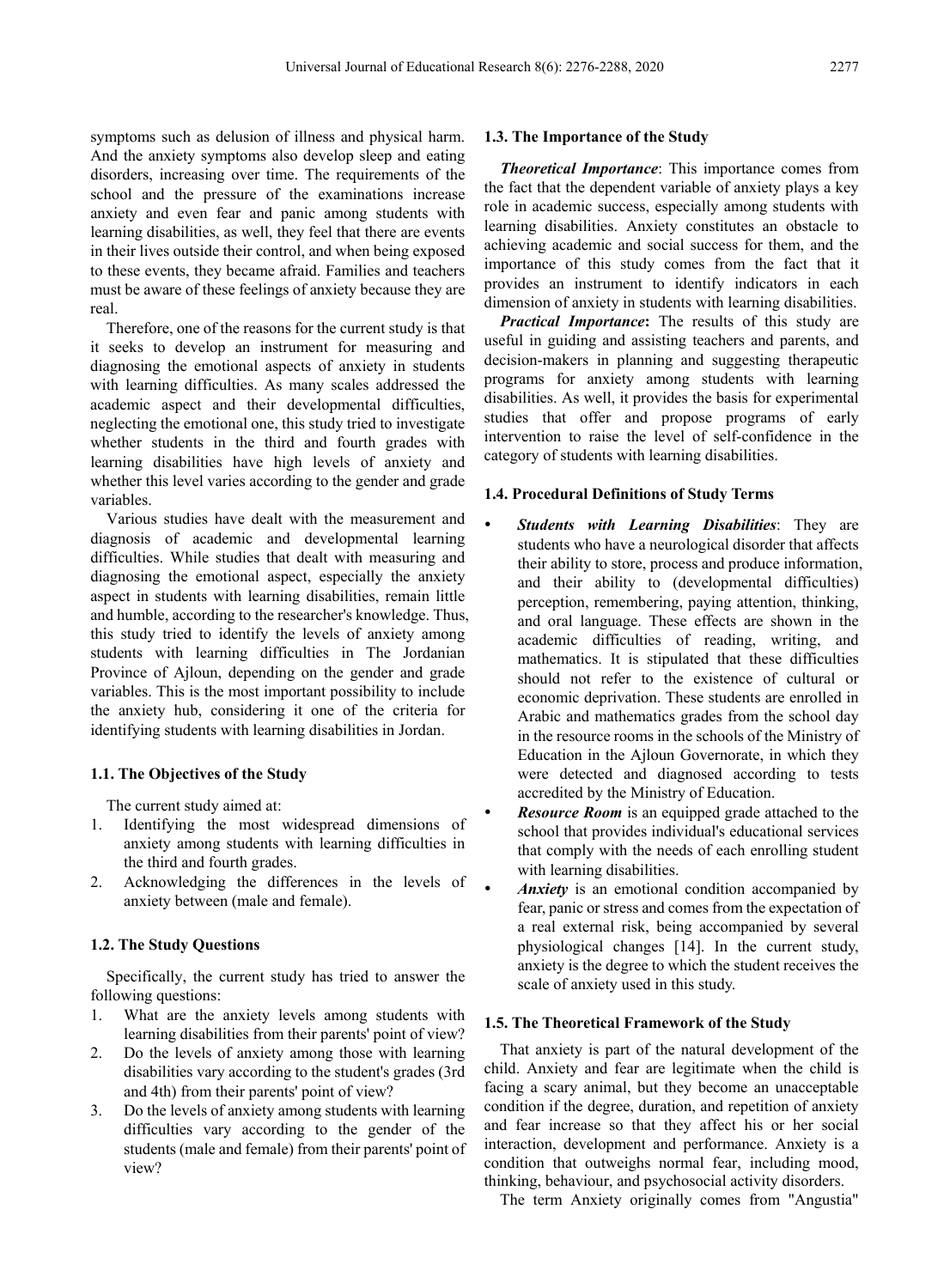symptoms such as delusion of illness and physical harm. And the anxiety symptoms also develop sleep and eating disorders, increasing over time. The requirements of the school and the pressure of the examinations increase anxiety and even fear and panic among students with learning disabilities, as well, they feel that there are events in their lives outside their control, and when being exposed to these events, they became afraid. Families and teachers must be aware of these feelings of anxiety because they are real.

Therefore, one of the reasons for the current study is that it seeks to develop an instrument for measuring and diagnosing the emotional aspects of anxiety in students with learning difficulties. As many scales addressed the academic aspect and their developmental difficulties, neglecting the emotional one, this study tried to investigate whether students in the third and fourth grades with learning disabilities have high levels of anxiety and whether this level varies according to the gender and grade variables.

Various studies have dealt with the measurement and diagnosis of academic and developmental learning difficulties. While studies that dealt with measuring and diagnosing the emotional aspect, especially the anxiety aspect in students with learning disabilities, remain little and humble, according to the researcher's knowledge. Thus, this study tried to identify the levels of anxiety among students with learning difficulties in The Jordanian Province of Ajloun, depending on the gender and grade variables. This is the most important possibility to include the anxiety hub, considering it one of the criteria for identifying students with learning disabilities in Jordan.

### 1.1. The Objectives of the Study

The current study aimed at:

1. Identifying the most widespread dimensions of anxiety among students with learning difficulties in the third and fourth grades.
2. Acknowledging the differences in the levels of anxiety between (male and female).

### 1.2. The Study Questions

Specifically, the current study has tried to answer the following questions:

1. What are the anxiety levels among students with learning disabilities from their parents' point of view?
2. Do the levels of anxiety among those with learning disabilities vary according to the student's grades (3rd and 4th) from their parents' point of view?
3. Do the levels of anxiety among students with learning difficulties vary according to the gender of the students (male and female) from their parents' point of view?

### 1.3. The Importance of the Study

***Theoretical Importance***: This importance comes from the fact that the dependent variable of anxiety plays a key role in academic success, especially among students with learning disabilities. Anxiety constitutes an obstacle to achieving academic and social success for them, and the importance of this study comes from the fact that it provides an instrument to identify indicators in each dimension of anxiety in students with learning disabilities.

***Practical Importance*:** The results of this study are useful in guiding and assisting teachers and parents, and decision-makers in planning and suggesting therapeutic programs for anxiety among students with learning disabilities. As well, it provides the basis for experimental studies that offer and propose programs of early intervention to raise the level of self-confidence in the category of students with learning disabilities.

### 1.4. Procedural Definitions of Study Terms

- ***Students with Learning Disabilities***: They are students who have a neurological disorder that affects their ability to store, process and produce information, and their ability to (developmental difficulties) perception, remembering, paying attention, thinking, and oral language. These effects are shown in the academic difficulties of reading, writing, and mathematics. It is stipulated that these difficulties should not refer to the existence of cultural or economic deprivation. These students are enrolled in Arabic and mathematics grades from the school day in the resource rooms in the schools of the Ministry of Education in the Ajloun Governorate, in which they were detected and diagnosed according to tests accredited by the Ministry of Education.
- ***Resource Room*** is an equipped grade attached to the school that provides individual's educational services that comply with the needs of each enrolling student with learning disabilities.
- ***Anxiety*** is an emotional condition accompanied by fear, panic or stress and comes from the expectation of a real external risk, being accompanied by several physiological changes [14]. In the current study, anxiety is the degree to which the student receives the scale of anxiety used in this study.

### 1.5. The Theoretical Framework of the Study

That anxiety is part of the natural development of the child. Anxiety and fear are legitimate when the child is facing a scary animal, but they become an unacceptable condition if the degree, duration, and repetition of anxiety and fear increase so that they affect his or her social interaction, development and performance. Anxiety is a condition that outweighs normal fear, including mood, thinking, behaviour, and psychosocial activity disorders.

The term Anxiety originally comes from "Angustia"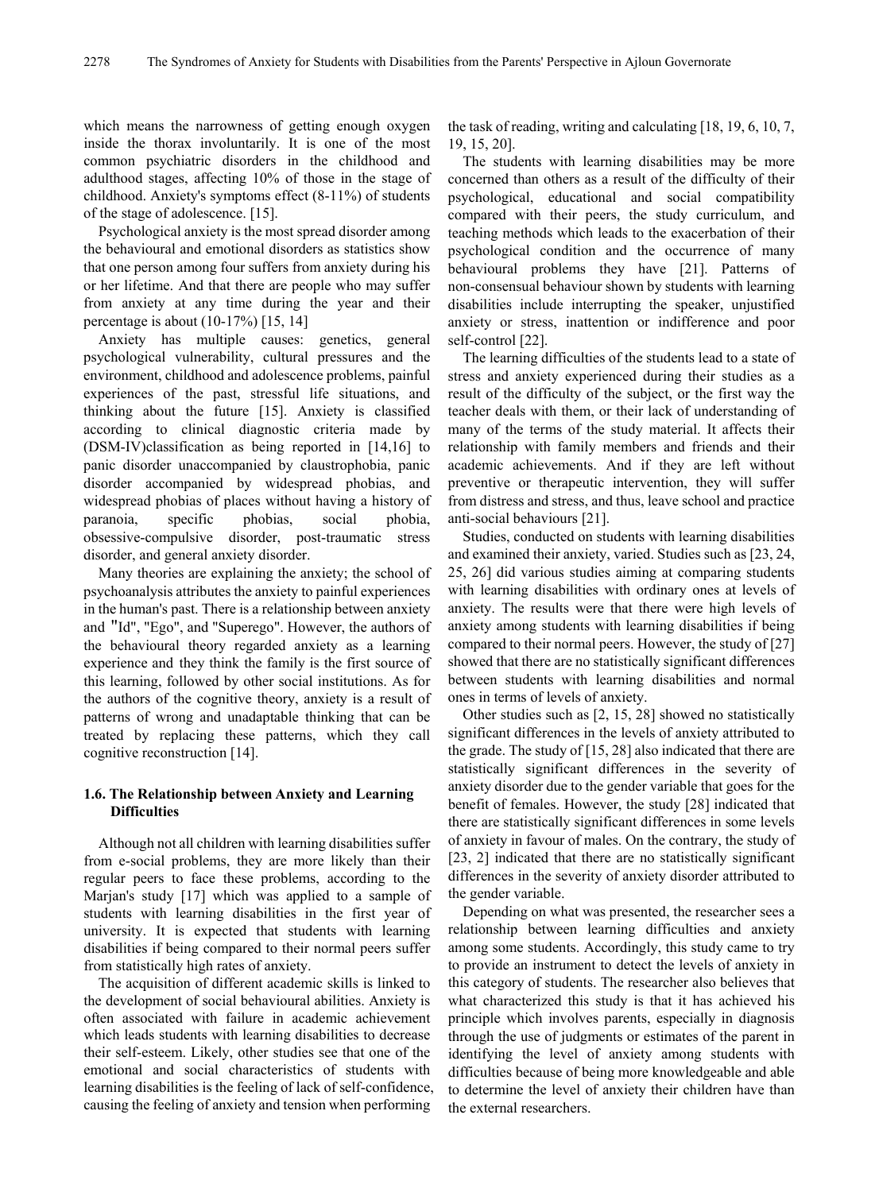which means the narrowness of getting enough oxygen inside the thorax involuntarily. It is one of the most common psychiatric disorders in the childhood and adulthood stages, affecting 10% of those in the stage of childhood. Anxiety's symptoms effect (8-11%) of students of the stage of adolescence. [15].

Psychological anxiety is the most spread disorder among the behavioural and emotional disorders as statistics show that one person among four suffers from anxiety during his or her lifetime. And that there are people who may suffer from anxiety at any time during the year and their percentage is about (10-17%) [15, 14]

Anxiety has multiple causes: genetics, general psychological vulnerability, cultural pressures and the environment, childhood and adolescence problems, painful experiences of the past, stressful life situations, and thinking about the future [15]. Anxiety is classified according to clinical diagnostic criteria made by (DSM-IV)classification as being reported in [14,16] to panic disorder unaccompanied by claustrophobia, panic disorder accompanied by widespread phobias, and widespread phobias of places without having a history of paranoia, specific phobias, social phobia, obsessive-compulsive disorder, post-traumatic stress disorder, and general anxiety disorder.

Many theories are explaining the anxiety; the school of psychoanalysis attributes the anxiety to painful experiences in the human's past. There is a relationship between anxiety and "Id", "Ego", and "Superego". However, the authors of the behavioural theory regarded anxiety as a learning experience and they think the family is the first source of this learning, followed by other social institutions. As for the authors of the cognitive theory, anxiety is a result of patterns of wrong and unadaptable thinking that can be treated by replacing these patterns, which they call cognitive reconstruction [14].

### 1.6. The Relationship between Anxiety and Learning Difficulties

Although not all children with learning disabilities suffer from e-social problems, they are more likely than their regular peers to face these problems, according to the Marjan's study [17] which was applied to a sample of students with learning disabilities in the first year of university. It is expected that students with learning disabilities if being compared to their normal peers suffer from statistically high rates of anxiety.

The acquisition of different academic skills is linked to the development of social behavioural abilities. Anxiety is often associated with failure in academic achievement which leads students with learning disabilities to decrease their self-esteem. Likely, other studies see that one of the emotional and social characteristics of students with learning disabilities is the feeling of lack of self-confidence, causing the feeling of anxiety and tension when performing the task of reading, writing and calculating [18, 19, 6, 10, 7, 19, 15, 20].

The students with learning disabilities may be more concerned than others as a result of the difficulty of their psychological, educational and social compatibility compared with their peers, the study curriculum, and teaching methods which leads to the exacerbation of their psychological condition and the occurrence of many behavioural problems they have [21]. Patterns of non-consensual behaviour shown by students with learning disabilities include interrupting the speaker, unjustified anxiety or stress, inattention or indifference and poor self-control [22].

The learning difficulties of the students lead to a state of stress and anxiety experienced during their studies as a result of the difficulty of the subject, or the first way the teacher deals with them, or their lack of understanding of many of the terms of the study material. It affects their relationship with family members and friends and their academic achievements. And if they are left without preventive or therapeutic intervention, they will suffer from distress and stress, and thus, leave school and practice anti-social behaviours [21].

Studies, conducted on students with learning disabilities and examined their anxiety, varied. Studies such as [23, 24, 25, 26] did various studies aiming at comparing students with learning disabilities with ordinary ones at levels of anxiety. The results were that there were high levels of anxiety among students with learning disabilities if being compared to their normal peers. However, the study of [27] showed that there are no statistically significant differences between students with learning disabilities and normal ones in terms of levels of anxiety.

Other studies such as [2, 15, 28] showed no statistically significant differences in the levels of anxiety attributed to the grade. The study of [15, 28] also indicated that there are statistically significant differences in the severity of anxiety disorder due to the gender variable that goes for the benefit of females. However, the study [28] indicated that there are statistically significant differences in some levels of anxiety in favour of males. On the contrary, the study of [23, 2] indicated that there are no statistically significant differences in the severity of anxiety disorder attributed to the gender variable.

Depending on what was presented, the researcher sees a relationship between learning difficulties and anxiety among some students. Accordingly, this study came to try to provide an instrument to detect the levels of anxiety in this category of students. The researcher also believes that what characterized this study is that it has achieved his principle which involves parents, especially in diagnosis through the use of judgments or estimates of the parent in identifying the level of anxiety among students with difficulties because of being more knowledgeable and able to determine the level of anxiety their children have than the external researchers.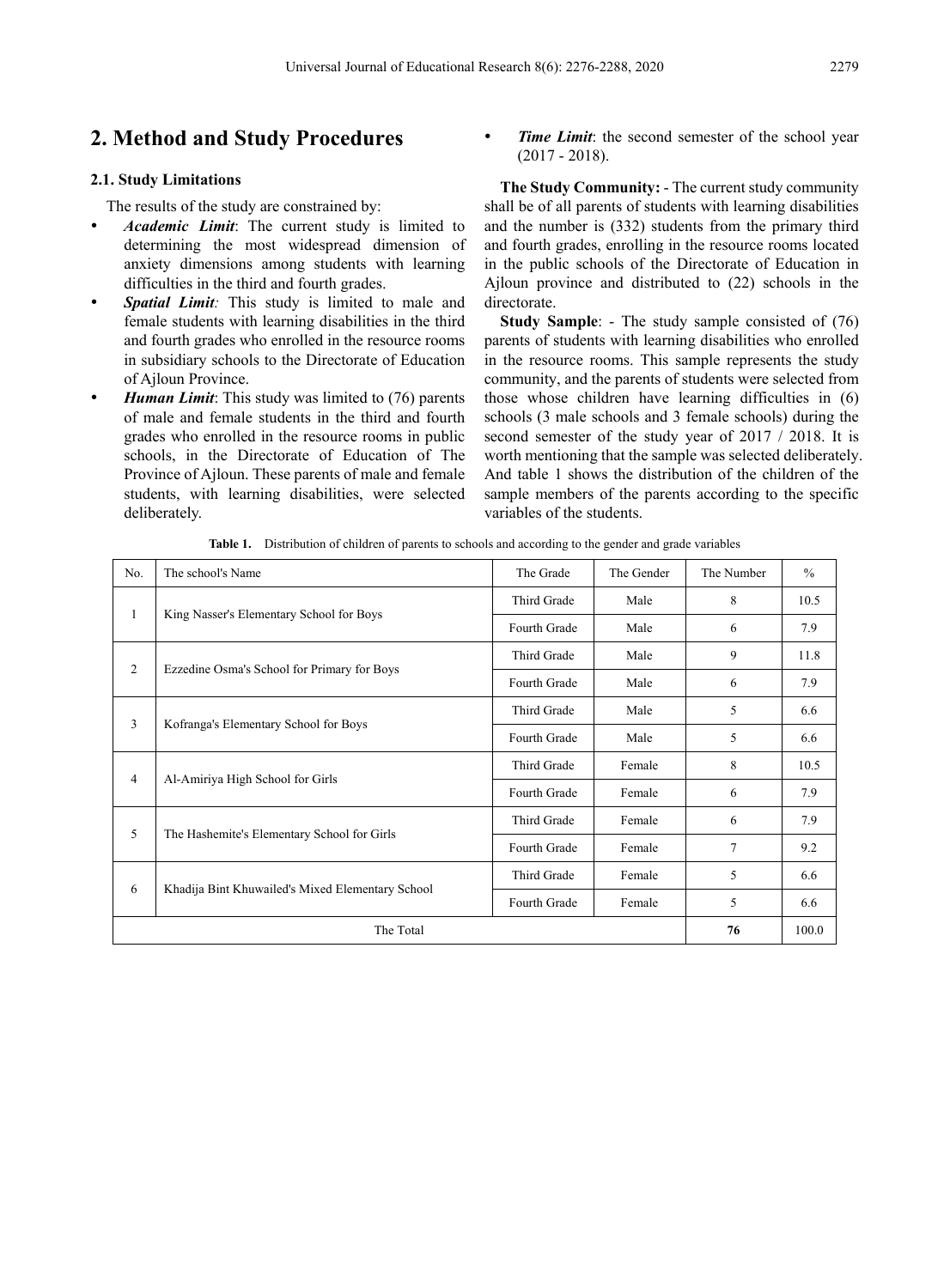## 2. Method and Study Procedures

### 2.1. Study Limitations

The results of the study are constrained by:

- ***Academic Limit***: The current study is limited to determining the most widespread dimension of anxiety dimensions among students with learning difficulties in the third and fourth grades.
- ***Spatial Limit:*** This study is limited to male and female students with learning disabilities in the third and fourth grades who enrolled in the resource rooms in subsidiary schools to the Directorate of Education of Ajloun Province.
- ***Human Limit***: This study was limited to (76) parents of male and female students in the third and fourth grades who enrolled in the resource rooms in public schools, in the Directorate of Education of The Province of Ajloun. These parents of male and female students, with learning disabilities, were selected deliberately.
- ***Time Limit***: the second semester of the school year (2017 - 2018).

**The Study Community:** - The current study community shall be of all parents of students with learning disabilities and the number is (332) students from the primary third and fourth grades, enrolling in the resource rooms located in the public schools of the Directorate of Education in Ajloun province and distributed to (22) schools in the directorate.

**Study Sample**: - The study sample consisted of (76) parents of students with learning disabilities who enrolled in the resource rooms. This sample represents the study community, and the parents of students were selected from those whose children have learning difficulties in (6) schools (3 male schools and 3 female schools) during the second semester of the study year of 2017 / 2018. It is worth mentioning that the sample was selected deliberately. And table 1 shows the distribution of the children of the sample members of the parents according to the specific variables of the students.

**Table 1.** Distribution of children of parents to schools and according to the gender and grade variables

| No. | The school's Name | The Grade | The Gender | The Number | % |
|---|---|---|---|---|---|
| 1 | King Nasser's Elementary School for Boys | Third Grade | Male | 8 | 10.5 |
| | | Fourth Grade | Male | 6 | 7.9 |
| 2 | Ezzedine Osma's School for Primary for Boys | Third Grade | Male | 9 | 11.8 |
| | | Fourth Grade | Male | 6 | 7.9 |
| 3 | Kofranga's Elementary School for Boys | Third Grade | Male | 5 | 6.6 |
| | | Fourth Grade | Male | 5 | 6.6 |
| 4 | Al-Amiriya High School for Girls | Third Grade | Female | 8 | 10.5 |
| | | Fourth Grade | Female | 6 | 7.9 |
| 5 | The Hashemite's Elementary School for Girls | Third Grade | Female | 6 | 7.9 |
| | | Fourth Grade | Female | 7 | 9.2 |
| 6 | Khadija Bint Khuwailed's Mixed Elementary School | Third Grade | Female | 5 | 6.6 |
| | | Fourth Grade | Female | 5 | 6.6 |
| The Total | | | | **76** | 100.0 |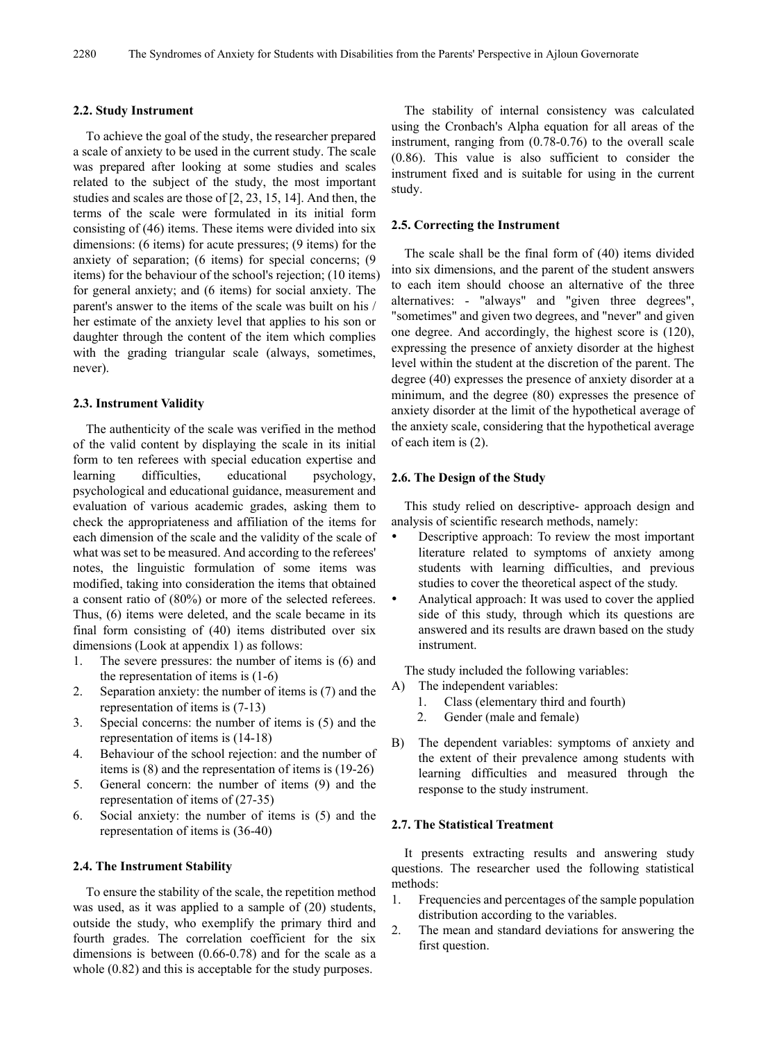### 2.2. Study Instrument

To achieve the goal of the study, the researcher prepared a scale of anxiety to be used in the current study. The scale was prepared after looking at some studies and scales related to the subject of the study, the most important studies and scales are those of [2, 23, 15, 14]. And then, the terms of the scale were formulated in its initial form consisting of (46) items. These items were divided into six dimensions: (6 items) for acute pressures; (9 items) for the anxiety of separation; (6 items) for special concerns; (9 items) for the behaviour of the school's rejection; (10 items) for general anxiety; and (6 items) for social anxiety. The parent's answer to the items of the scale was built on his / her estimate of the anxiety level that applies to his son or daughter through the content of the item which complies with the grading triangular scale (always, sometimes, never).

### 2.3. Instrument Validity

The authenticity of the scale was verified in the method of the valid content by displaying the scale in its initial form to ten referees with special education expertise and learning difficulties, educational psychology, psychological and educational guidance, measurement and evaluation of various academic grades, asking them to check the appropriateness and affiliation of the items for each dimension of the scale and the validity of the scale of what was set to be measured. And according to the referees' notes, the linguistic formulation of some items was modified, taking into consideration the items that obtained a consent ratio of (80%) or more of the selected referees. Thus, (6) items were deleted, and the scale became in its final form consisting of (40) items distributed over six dimensions (Look at appendix 1) as follows:

1. The severe pressures: the number of items is (6) and the representation of items is (1-6)
2. Separation anxiety: the number of items is (7) and the representation of items is (7-13)
3. Special concerns: the number of items is (5) and the representation of items is (14-18)
4. Behaviour of the school rejection: and the number of items is (8) and the representation of items is (19-26)
5. General concern: the number of items (9) and the representation of items of (27-35)
6. Social anxiety: the number of items is (5) and the representation of items is (36-40)

### 2.4. The Instrument Stability

To ensure the stability of the scale, the repetition method was used, as it was applied to a sample of (20) students, outside the study, who exemplify the primary third and fourth grades. The correlation coefficient for the six dimensions is between (0.66-0.78) and for the scale as a whole (0.82) and this is acceptable for the study purposes.

The stability of internal consistency was calculated using the Cronbach's Alpha equation for all areas of the instrument, ranging from (0.78-0.76) to the overall scale (0.86). This value is also sufficient to consider the instrument fixed and is suitable for using in the current study.

### 2.5. Correcting the Instrument

The scale shall be the final form of (40) items divided into six dimensions, and the parent of the student answers to each item should choose an alternative of the three alternatives: - "always" and "given three degrees", "sometimes" and given two degrees, and "never" and given one degree. And accordingly, the highest score is (120), expressing the presence of anxiety disorder at the highest level within the student at the discretion of the parent. The degree (40) expresses the presence of anxiety disorder at a minimum, and the degree (80) expresses the presence of anxiety disorder at the limit of the hypothetical average of the anxiety scale, considering that the hypothetical average of each item is (2).

### 2.6. The Design of the Study

This study relied on descriptive- approach design and analysis of scientific research methods, namely:

- Descriptive approach: To review the most important literature related to symptoms of anxiety among students with learning difficulties, and previous studies to cover the theoretical aspect of the study.
- Analytical approach: It was used to cover the applied side of this study, through which its questions are answered and its results are drawn based on the study instrument.

The study included the following variables:

A) The independent variables:
   1. Class (elementary third and fourth)
   2. Gender (male and female)

B) The dependent variables: symptoms of anxiety and the extent of their prevalence among students with learning difficulties and measured through the response to the study instrument.

### 2.7. The Statistical Treatment

It presents extracting results and answering study questions. The researcher used the following statistical methods:

1. Frequencies and percentages of the sample population distribution according to the variables.
2. The mean and standard deviations for answering the first question.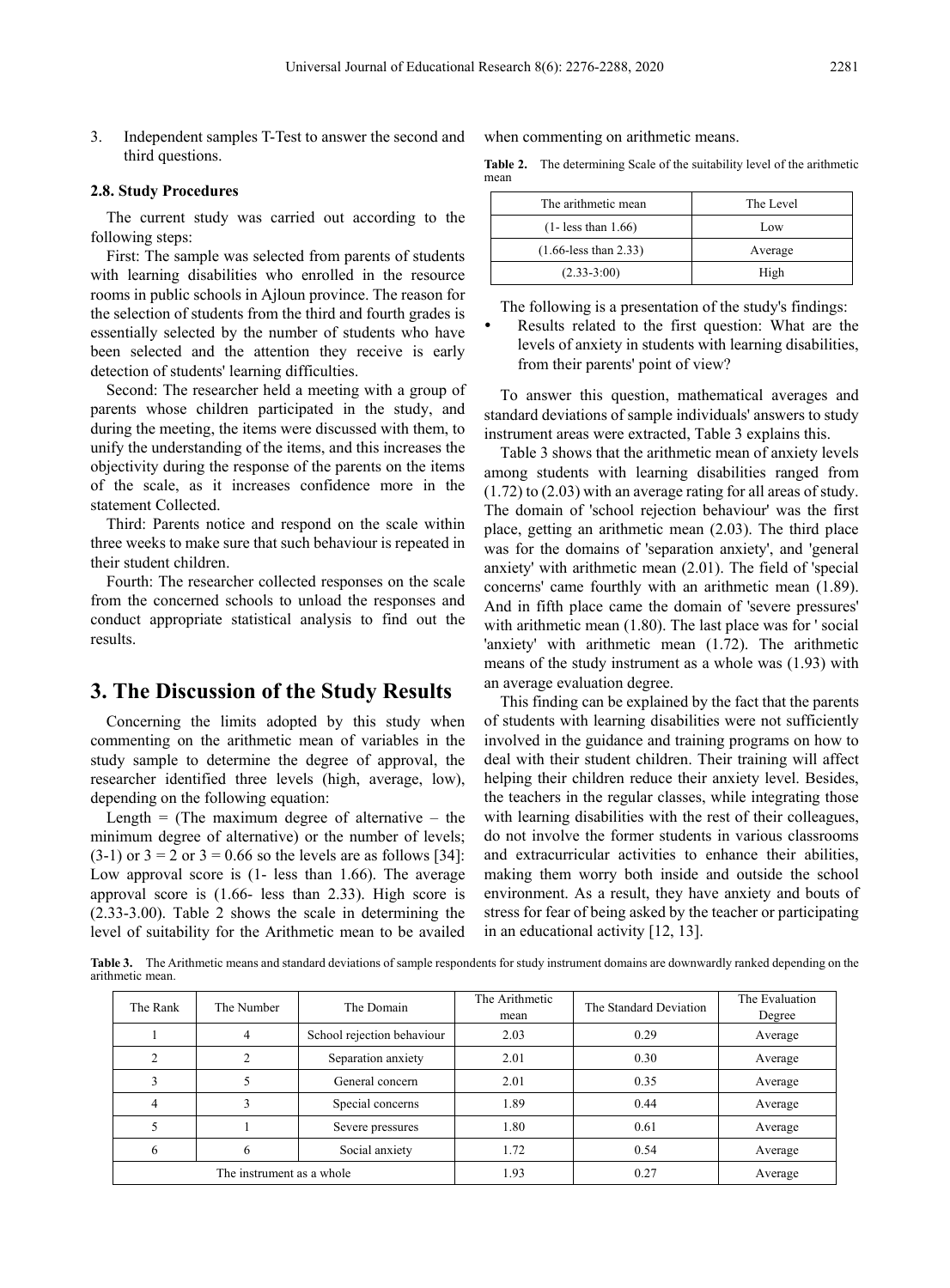3. Independent samples T-Test to answer the second and third questions.

### 2.8. Study Procedures

The current study was carried out according to the following steps:

First: The sample was selected from parents of students with learning disabilities who enrolled in the resource rooms in public schools in Ajloun province. The reason for the selection of students from the third and fourth grades is essentially selected by the number of students who have been selected and the attention they receive is early detection of students' learning difficulties.

Second: The researcher held a meeting with a group of parents whose children participated in the study, and during the meeting, the items were discussed with them, to unify the understanding of the items, and this increases the objectivity during the response of the parents on the items of the scale, as it increases confidence more in the statement Collected.

Third: Parents notice and respond on the scale within three weeks to make sure that such behaviour is repeated in their student children.

Fourth: The researcher collected responses on the scale from the concerned schools to unload the responses and conduct appropriate statistical analysis to find out the results.

## 3. The Discussion of the Study Results

Concerning the limits adopted by this study when commenting on the arithmetic mean of variables in the study sample to determine the degree of approval, the researcher identified three levels (high, average, low), depending on the following equation:

Length = (The maximum degree of alternative – the minimum degree of alternative) or the number of levels; (3-1) or 3 = 2 or 3 = 0.66 so the levels are as follows [34]: Low approval score is (1- less than 1.66). The average approval score is (1.66- less than 2.33). High score is (2.33-3.00). Table 2 shows the scale in determining the level of suitability for the Arithmetic mean to be availed when commenting on arithmetic means.

**Table 2.** The determining Scale of the suitability level of the arithmetic mean

| The arithmetic mean | The Level |
|---|---|
| (1- less than 1.66) | Low |
| (1.66-less than 2.33) | Average |
| (2.33-3:00) | High |

The following is a presentation of the study's findings:

- Results related to the first question: What are the levels of anxiety in students with learning disabilities, from their parents' point of view?

To answer this question, mathematical averages and standard deviations of sample individuals' answers to study instrument areas were extracted, Table 3 explains this.

Table 3 shows that the arithmetic mean of anxiety levels among students with learning disabilities ranged from (1.72) to (2.03) with an average rating for all areas of study. The domain of 'school rejection behaviour' was the first place, getting an arithmetic mean (2.03). The third place was for the domains of 'separation anxiety', and 'general anxiety' with arithmetic mean (2.01). The field of 'special concerns' came fourthly with an arithmetic mean (1.89). And in fifth place came the domain of 'severe pressures' with arithmetic mean (1.80). The last place was for ' social 'anxiety' with arithmetic mean (1.72). The arithmetic means of the study instrument as a whole was (1.93) with an average evaluation degree.

This finding can be explained by the fact that the parents of students with learning disabilities were not sufficiently involved in the guidance and training programs on how to deal with their student children. Their training will affect helping their children reduce their anxiety level. Besides, the teachers in the regular classes, while integrating those with learning disabilities with the rest of their colleagues, do not involve the former students in various classrooms and extracurricular activities to enhance their abilities, making them worry both inside and outside the school environment. As a result, they have anxiety and bouts of stress for fear of being asked by the teacher or participating in an educational activity [12, 13].

**Table 3.** The Arithmetic means and standard deviations of sample respondents for study instrument domains are downwardly ranked depending on the arithmetic mean.

| The Rank | The Number | The Domain | The Arithmetic mean | The Standard Deviation | The Evaluation Degree |
|---|---|---|---|---|---|
| 1 | 4 | School rejection behaviour | 2.03 | 0.29 | Average |
| 2 | 2 | Separation anxiety | 2.01 | 0.30 | Average |
| 3 | 5 | General concern | 2.01 | 0.35 | Average |
| 4 | 3 | Special concerns | 1.89 | 0.44 | Average |
| 5 | 1 | Severe pressures | 1.80 | 0.61 | Average |
| 6 | 6 | Social anxiety | 1.72 | 0.54 | Average |
| The instrument as a whole | | | 1.93 | 0.27 | Average |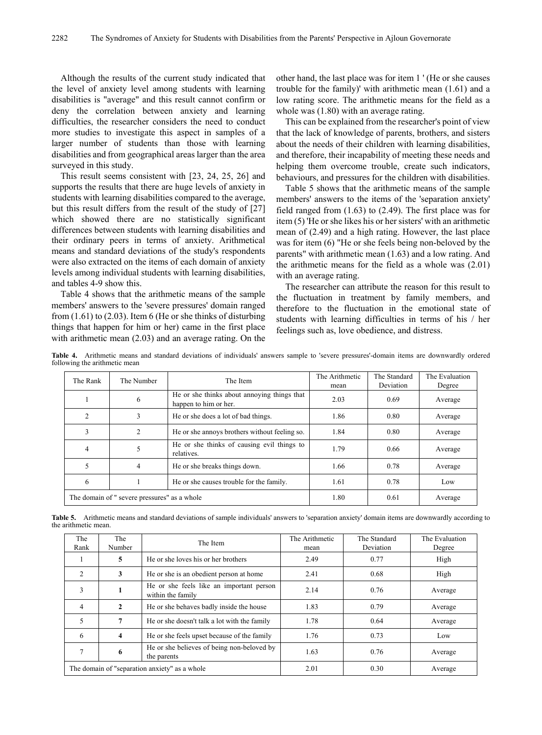Although the results of the current study indicated that the level of anxiety level among students with learning disabilities is "average" and this result cannot confirm or deny the correlation between anxiety and learning difficulties, the researcher considers the need to conduct more studies to investigate this aspect in samples of a larger number of students than those with learning disabilities and from geographical areas larger than the area surveyed in this study.

This result seems consistent with [23, 24, 25, 26] and supports the results that there are huge levels of anxiety in students with learning disabilities compared to the average, but this result differs from the result of the study of [27] which showed there are no statistically significant differences between students with learning disabilities and their ordinary peers in terms of anxiety. Arithmetical means and standard deviations of the study's respondents were also extracted on the items of each domain of anxiety levels among individual students with learning disabilities, and tables 4-9 show this.

Table 4 shows that the arithmetic means of the sample members' answers to the 'severe pressures' domain ranged from (1.61) to (2.03). Item 6 (He or she thinks of disturbing things that happen for him or her) came in the first place with arithmetic mean (2.03) and an average rating. On the other hand, the last place was for item 1 ' (He or she causes trouble for the family)' with arithmetic mean (1.61) and a low rating score. The arithmetic means for the field as a whole was (1.80) with an average rating.

This can be explained from the researcher's point of view that the lack of knowledge of parents, brothers, and sisters about the needs of their children with learning disabilities, and therefore, their incapability of meeting these needs and helping them overcome trouble, create such indicators, behaviours, and pressures for the children with disabilities.

Table 5 shows that the arithmetic means of the sample members' answers to the items of the 'separation anxiety' field ranged from (1.63) to (2.49). The first place was for item (5) 'He or she likes his or her sisters' with an arithmetic mean of (2.49) and a high rating. However, the last place was for item (6) "He or she feels being non-beloved by the parents" with arithmetic mean (1.63) and a low rating. And the arithmetic means for the field as a whole was (2.01) with an average rating.

The researcher can attribute the reason for this result to the fluctuation in treatment by family members, and therefore to the fluctuation in the emotional state of students with learning difficulties in terms of his / her feelings such as, love obedience, and distress.

**Table 4.** Arithmetic means and standard deviations of individuals' answers sample to 'severe pressures'-domain items are downwardly ordered following the arithmetic mean

| The Rank | The Number | The Item | The Arithmetic mean | The Standard Deviation | The Evaluation Degree |
|---|---|---|---|---|---|
| 1 | 6 | He or she thinks about annoying things that happen to him or her. | 2.03 | 0.69 | Average |
| 2 | 3 | He or she does a lot of bad things. | 1.86 | 0.80 | Average |
| 3 | 2 | He or she annoys brothers without feeling so. | 1.84 | 0.80 | Average |
| 4 | 5 | He or she thinks of causing evil things to relatives. | 1.79 | 0.66 | Average |
| 5 | 4 | He or she breaks things down. | 1.66 | 0.78 | Average |
| 6 | 1 | He or she causes trouble for the family. | 1.61 | 0.78 | Low |
| The domain of " severe pressures" as a whole | | | 1.80 | 0.61 | Average |

**Table 5.** Arithmetic means and standard deviations of sample individuals' answers to 'separation anxiety' domain items are downwardly according to the arithmetic mean.

| The Rank | The Number | The Item | The Arithmetic mean | The Standard Deviation | The Evaluation Degree |
|---|---|---|---|---|---|
| 1 | **5** | He or she loves his or her brothers | 2.49 | 0.77 | High |
| 2 | **3** | He or she is an obedient person at home | 2.41 | 0.68 | High |
| 3 | **1** | He or she feels like an important person within the family | 2.14 | 0.76 | Average |
| 4 | **2** | He or she behaves badly inside the house | 1.83 | 0.79 | Average |
| 5 | **7** | He or she doesn't talk a lot with the family | 1.78 | 0.64 | Average |
| 6 | **4** | He or she feels upset because of the family | 1.76 | 0.73 | Low |
| 7 | **6** | He or she believes of being non-beloved by the parents | 1.63 | 0.76 | Average |
| The domain of "separation anxiety" as a whole | | | 2.01 | 0.30 | Average |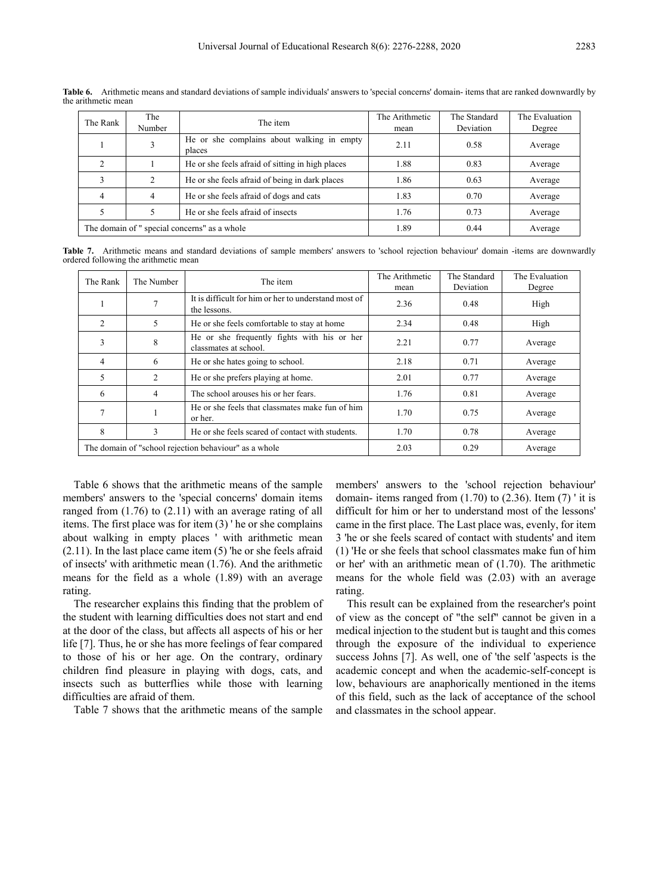**Table 6.** Arithmetic means and standard deviations of sample individuals' answers to 'special concerns' domain- items that are ranked downwardly by the arithmetic mean

| The Rank | The Number | The item | The Arithmetic mean | The Standard Deviation | The Evaluation Degree |
|---|---|---|---|---|---|
| 1 | 3 | He or she complains about walking in empty places | 2.11 | 0.58 | Average |
| 2 | 1 | He or she feels afraid of sitting in high places | 1.88 | 0.83 | Average |
| 3 | 2 | He or she feels afraid of being in dark places | 1.86 | 0.63 | Average |
| 4 | 4 | He or she feels afraid of dogs and cats | 1.83 | 0.70 | Average |
| 5 | 5 | He or she feels afraid of insects | 1.76 | 0.73 | Average |
| The domain of " special concerns" as a whole | | | 1.89 | 0.44 | Average |

**Table 7.** Arithmetic means and standard deviations of sample members' answers to 'school rejection behaviour' domain -items are downwardly ordered following the arithmetic mean

| The Rank | The Number | The item | The Arithmetic mean | The Standard Deviation | The Evaluation Degree |
|---|---|---|---|---|---|
| 1 | 7 | It is difficult for him or her to understand most of the lessons. | 2.36 | 0.48 | High |
| 2 | 5 | He or she feels comfortable to stay at home | 2.34 | 0.48 | High |
| 3 | 8 | He or she frequently fights with his or her classmates at school. | 2.21 | 0.77 | Average |
| 4 | 6 | He or she hates going to school. | 2.18 | 0.71 | Average |
| 5 | 2 | He or she prefers playing at home. | 2.01 | 0.77 | Average |
| 6 | 4 | The school arouses his or her fears. | 1.76 | 0.81 | Average |
| 7 | 1 | He or she feels that classmates make fun of him or her. | 1.70 | 0.75 | Average |
| 8 | 3 | He or she feels scared of contact with students. | 1.70 | 0.78 | Average |
| The domain of "school rejection behaviour" as a whole | | | 2.03 | 0.29 | Average |

Table 6 shows that the arithmetic means of the sample members' answers to the 'special concerns' domain items ranged from (1.76) to (2.11) with an average rating of all items. The first place was for item (3) ' he or she complains about walking in empty places ' with arithmetic mean (2.11). In the last place came item (5) 'he or she feels afraid of insects' with arithmetic mean (1.76). And the arithmetic means for the field as a whole (1.89) with an average rating.

The researcher explains this finding that the problem of the student with learning difficulties does not start and end at the door of the class, but affects all aspects of his or her life [7]. Thus, he or she has more feelings of fear compared to those of his or her age. On the contrary, ordinary children find pleasure in playing with dogs, cats, and insects such as butterflies while those with learning difficulties are afraid of them.

Table 7 shows that the arithmetic means of the sample members' answers to the 'school rejection behaviour' domain- items ranged from (1.70) to (2.36). Item (7) ' it is difficult for him or her to understand most of the lessons' came in the first place. The Last place was, evenly, for item 3 'he or she feels scared of contact with students' and item (1) 'He or she feels that school classmates make fun of him or her' with an arithmetic mean of (1.70). The arithmetic means for the whole field was (2.03) with an average rating.

This result can be explained from the researcher's point of view as the concept of "the self" cannot be given in a medical injection to the student but is taught and this comes through the exposure of the individual to experience success Johns [7]. As well, one of 'the self 'aspects is the academic concept and when the academic-self-concept is low, behaviours are anaphorically mentioned in the items of this field, such as the lack of acceptance of the school and classmates in the school appear.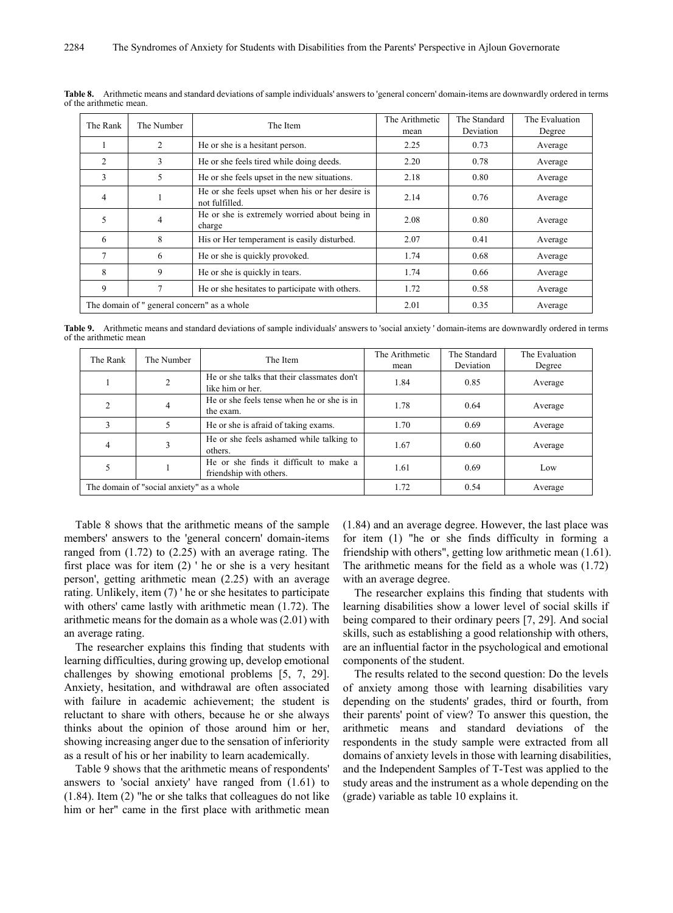**Table 8.** Arithmetic means and standard deviations of sample individuals' answers to 'general concern' domain-items are downwardly ordered in terms of the arithmetic mean.

| The Rank | The Number | The Item | The Arithmetic mean | The Standard Deviation | The Evaluation Degree |
|---|---|---|---|---|---|
| 1 | 2 | He or she is a hesitant person. | 2.25 | 0.73 | Average |
| 2 | 3 | He or she feels tired while doing deeds. | 2.20 | 0.78 | Average |
| 3 | 5 | He or she feels upset in the new situations. | 2.18 | 0.80 | Average |
| 4 | 1 | He or she feels upset when his or her desire is not fulfilled. | 2.14 | 0.76 | Average |
| 5 | 4 | He or she is extremely worried about being in charge | 2.08 | 0.80 | Average |
| 6 | 8 | His or Her temperament is easily disturbed. | 2.07 | 0.41 | Average |
| 7 | 6 | He or she is quickly provoked. | 1.74 | 0.68 | Average |
| 8 | 9 | He or she is quickly in tears. | 1.74 | 0.66 | Average |
| 9 | 7 | He or she hesitates to participate with others. | 1.72 | 0.58 | Average |
| The domain of " general concern" as a whole | | | 2.01 | 0.35 | Average |

**Table 9.** Arithmetic means and standard deviations of sample individuals' answers to 'social anxiety ' domain-items are downwardly ordered in terms of the arithmetic mean

| The Rank | The Number | The Item | The Arithmetic mean | The Standard Deviation | The Evaluation Degree |
|---|---|---|---|---|---|
| 1 | 2 | He or she talks that their classmates don't like him or her. | 1.84 | 0.85 | Average |
| 2 | 4 | He or she feels tense when he or she is in the exam. | 1.78 | 0.64 | Average |
| 3 | 5 | He or she is afraid of taking exams. | 1.70 | 0.69 | Average |
| 4 | 3 | He or she feels ashamed while talking to others. | 1.67 | 0.60 | Average |
| 5 | 1 | He or she finds it difficult to make a friendship with others. | 1.61 | 0.69 | Low |
| The domain of "social anxiety" as a whole | | | 1.72 | 0.54 | Average |

Table 8 shows that the arithmetic means of the sample members' answers to the 'general concern' domain-items ranged from (1.72) to (2.25) with an average rating. The first place was for item (2) ' he or she is a very hesitant person', getting arithmetic mean (2.25) with an average rating. Unlikely, item (7) ' he or she hesitates to participate with others' came lastly with arithmetic mean (1.72). The arithmetic means for the domain as a whole was (2.01) with an average rating.

The researcher explains this finding that students with learning difficulties, during growing up, develop emotional challenges by showing emotional problems [5, 7, 29]. Anxiety, hesitation, and withdrawal are often associated with failure in academic achievement; the student is reluctant to share with others, because he or she always thinks about the opinion of those around him or her, showing increasing anger due to the sensation of inferiority as a result of his or her inability to learn academically.

Table 9 shows that the arithmetic means of respondents' answers to 'social anxiety' have ranged from (1.61) to (1.84). Item (2) "he or she talks that colleagues do not like him or her" came in the first place with arithmetic mean (1.84) and an average degree. However, the last place was for item (1) "he or she finds difficulty in forming a friendship with others", getting low arithmetic mean (1.61). The arithmetic means for the field as a whole was (1.72) with an average degree.

The researcher explains this finding that students with learning disabilities show a lower level of social skills if being compared to their ordinary peers [7, 29]. And social skills, such as establishing a good relationship with others, are an influential factor in the psychological and emotional components of the student.

The results related to the second question: Do the levels of anxiety among those with learning disabilities vary depending on the students' grades, third or fourth, from their parents' point of view? To answer this question, the arithmetic means and standard deviations of the respondents in the study sample were extracted from all domains of anxiety levels in those with learning disabilities, and the Independent Samples of T-Test was applied to the study areas and the instrument as a whole depending on the (grade) variable as table 10 explains it.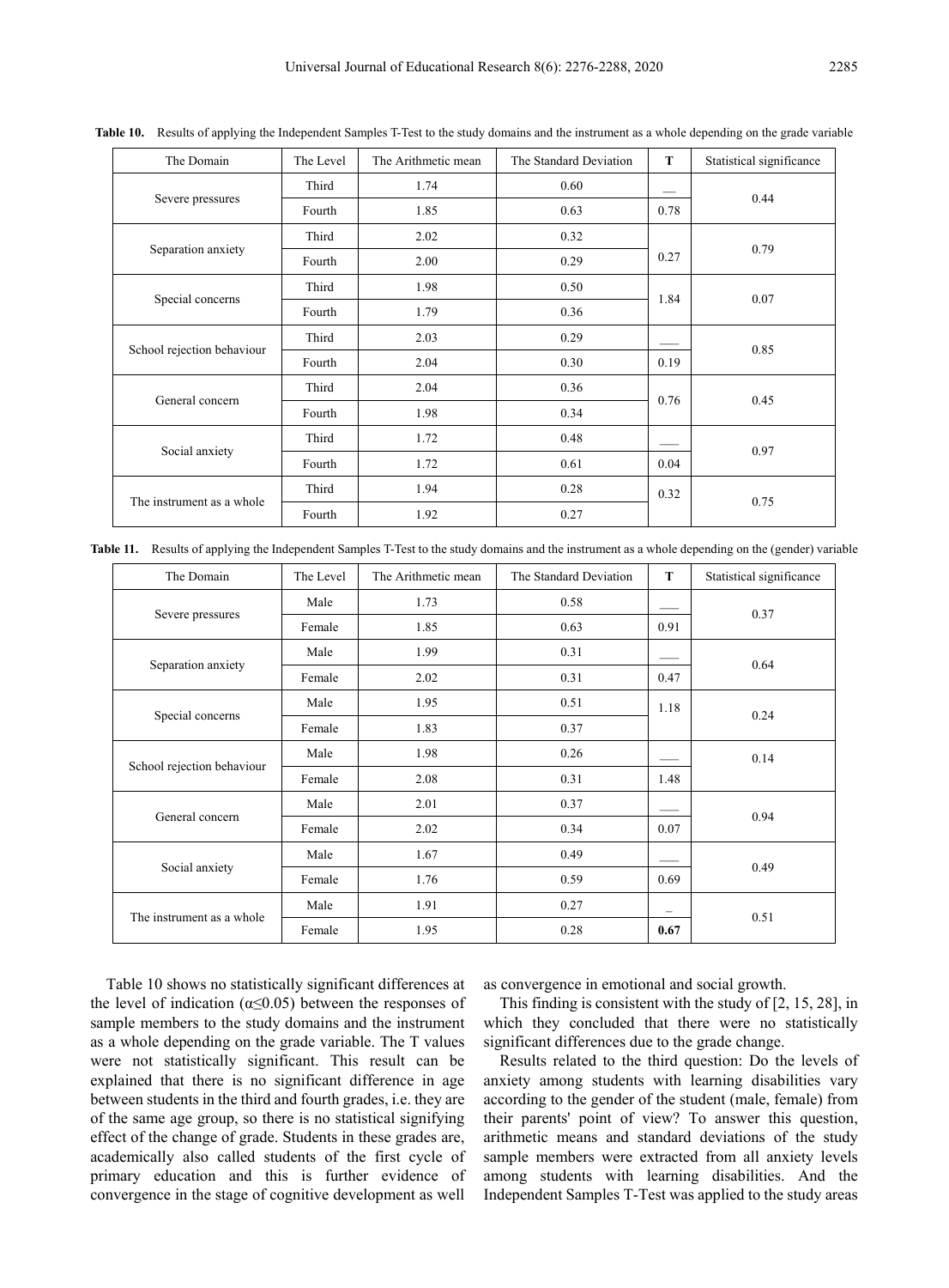**Table 10.** Results of applying the Independent Samples T-Test to the study domains and the instrument as a whole depending on the grade variable

| The Domain | The Level | The Arithmetic mean | The Standard Deviation | T | Statistical significance |
|---|---|---|---|---|---|
| Severe pressures | Third | 1.74 | 0.60 | __ | 0.44 |
| | Fourth | 1.85 | 0.63 | 0.78 | |
| Separation anxiety | Third | 2.02 | 0.32 | 0.27 | 0.79 |
| | Fourth | 2.00 | 0.29 | | |
| Special concerns | Third | 1.98 | 0.50 | 1.84 | 0.07 |
| | Fourth | 1.79 | 0.36 | | |
| School rejection behaviour | Third | 2.03 | 0.29 | ___ | 0.85 |
| | Fourth | 2.04 | 0.30 | 0.19 | |
| General concern | Third | 2.04 | 0.36 | 0.76 | 0.45 |
| | Fourth | 1.98 | 0.34 | | |
| Social anxiety | Third | 1.72 | 0.48 | ___ | 0.97 |
| | Fourth | 1.72 | 0.61 | 0.04 | |
| The instrument as a whole | Third | 1.94 | 0.28 | 0.32 | 0.75 |
| | Fourth | 1.92 | 0.27 | | |

**Table 11.** Results of applying the Independent Samples T-Test to the study domains and the instrument as a whole depending on the (gender) variable

| The Domain | The Level | The Arithmetic mean | The Standard Deviation | T | Statistical significance |
|---|---|---|---|---|---|
| Severe pressures | Male | 1.73 | 0.58 | ___ | 0.37 |
| | Female | 1.85 | 0.63 | 0.91 | |
| Separation anxiety | Male | 1.99 | 0.31 | ___ | 0.64 |
| | Female | 2.02 | 0.31 | 0.47 | |
| Special concerns | Male | 1.95 | 0.51 | 1.18 | 0.24 |
| | Female | 1.83 | 0.37 | | |
| School rejection behaviour | Male | 1.98 | 0.26 | ___ | 0.14 |
| | Female | 2.08 | 0.31 | 1.48 | |
| General concern | Male | 2.01 | 0.37 | ___ | 0.94 |
| | Female | 2.02 | 0.34 | 0.07 | |
| Social anxiety | Male | 1.67 | 0.49 | ___ | 0.49 |
| | Female | 1.76 | 0.59 | 0.69 | |
| The instrument as a whole | Male | 1.91 | 0.27 | _ | 0.51 |
| | Female | 1.95 | 0.28 | **0.67** | |

Table 10 shows no statistically significant differences at the level of indication ($\alpha \leq 0.05$) between the responses of sample members to the study domains and the instrument as a whole depending on the grade variable. The T values were not statistically significant. This result can be explained that there is no significant difference in age between students in the third and fourth grades, i.e. they are of the same age group, so there is no statistical signifying effect of the change of grade. Students in these grades are, academically also called students of the first cycle of primary education and this is further evidence of convergence in the stage of cognitive development as well as convergence in emotional and social growth.

This finding is consistent with the study of [2, 15, 28], in which they concluded that there were no statistically significant differences due to the grade change.

Results related to the third question: Do the levels of anxiety among students with learning disabilities vary according to the gender of the student (male, female) from their parents' point of view? To answer this question, arithmetic means and standard deviations of the study sample members were extracted from all anxiety levels among students with learning disabilities. And the Independent Samples T-Test was applied to the study areas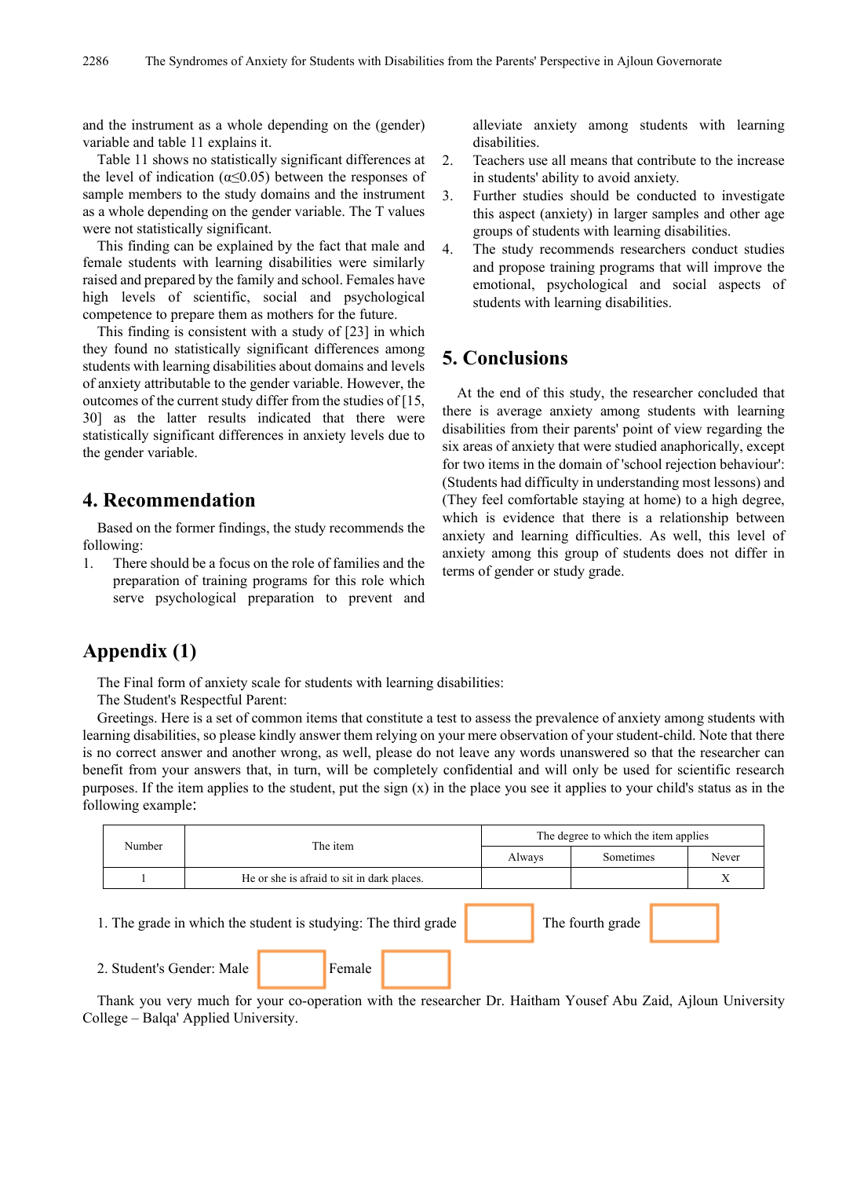and the instrument as a whole depending on the (gender) variable and table 11 explains it.

Table 11 shows no statistically significant differences at the level of indication (α≤0.05) between the responses of sample members to the study domains and the instrument as a whole depending on the gender variable. The T values were not statistically significant.

This finding can be explained by the fact that male and female students with learning disabilities were similarly raised and prepared by the family and school. Females have high levels of scientific, social and psychological competence to prepare them as mothers for the future.

This finding is consistent with a study of [23] in which they found no statistically significant differences among students with learning disabilities about domains and levels of anxiety attributable to the gender variable. However, the outcomes of the current study differ from the studies of [15, 30] as the latter results indicated that there were statistically significant differences in anxiety levels due to the gender variable.

## 4. Recommendation

Based on the former findings, the study recommends the following:

1. There should be a focus on the role of families and the preparation of training programs for this role which serve psychological preparation to prevent and alleviate anxiety among students with learning disabilities.
2. Teachers use all means that contribute to the increase in students' ability to avoid anxiety.
3. Further studies should be conducted to investigate this aspect (anxiety) in larger samples and other age groups of students with learning disabilities.
4. The study recommends researchers conduct studies and propose training programs that will improve the emotional, psychological and social aspects of students with learning disabilities.

## 5. Conclusions

At the end of this study, the researcher concluded that there is average anxiety among students with learning disabilities from their parents' point of view regarding the six areas of anxiety that were studied anaphorically, except for two items in the domain of 'school rejection behaviour': (Students had difficulty in understanding most lessons) and (They feel comfortable staying at home) to a high degree, which is evidence that there is a relationship between anxiety and learning difficulties. As well, this level of anxiety among this group of students does not differ in terms of gender or study grade.

## Appendix (1)

The Final form of anxiety scale for students with learning disabilities:

The Student's Respectful Parent:

Greetings. Here is a set of common items that constitute a test to assess the prevalence of anxiety among students with learning disabilities, so please kindly answer them relying on your mere observation of your student-child. Note that there is no correct answer and another wrong, as well, please do not leave any words unanswered so that the researcher can benefit from your answers that, in turn, will be completely confidential and will only be used for scientific research purposes. If the item applies to the student, put the sign (x) in the place you see it applies to your child's status as in the following example:

| Number | The item | The degree to which the item applies | | |
|---|---|---|---|---|
| | | Always | Sometimes | Never |
| 1 | He or she is afraid to sit in dark places. | | | X |

1. The grade in which the student is studying: The third grade ☐ The fourth grade ☐

2. Student's Gender: Male ☐ Female ☐

Thank you very much for your co-operation with the researcher Dr. Haitham Yousef Abu Zaid, Ajloun University College – Balqa' Applied University.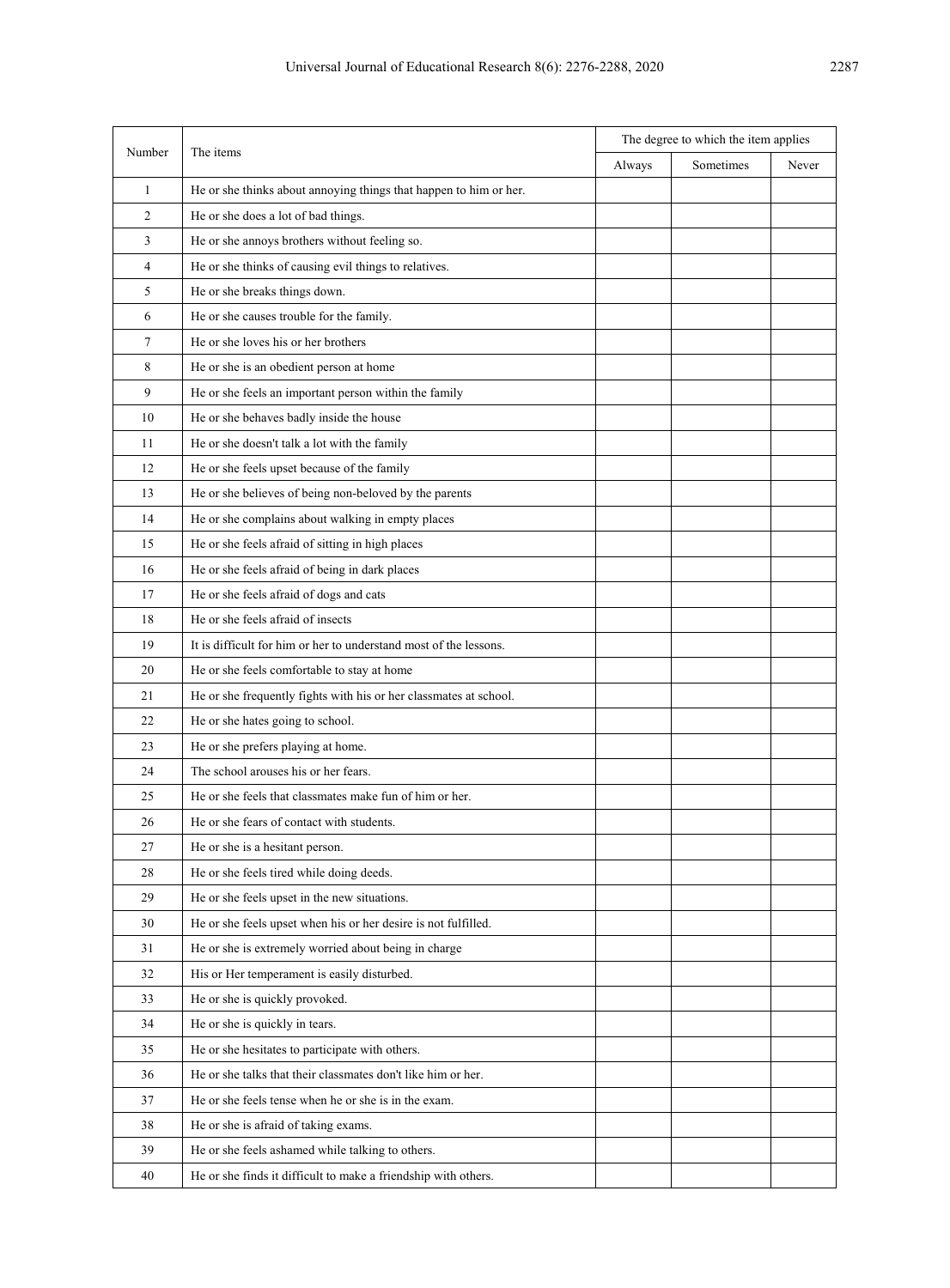| Number | The items | The degree to which the item applies | | |
|---|---|---|---|---|
| | | Always | Sometimes | Never |
| 1 | He or she thinks about annoying things that happen to him or her. | | | |
| 2 | He or she does a lot of bad things. | | | |
| 3 | He or she annoys brothers without feeling so. | | | |
| 4 | He or she thinks of causing evil things to relatives. | | | |
| 5 | He or she breaks things down. | | | |
| 6 | He or she causes trouble for the family. | | | |
| 7 | He or she loves his or her brothers | | | |
| 8 | He or she is an obedient person at home | | | |
| 9 | He or she feels an important person within the family | | | |
| 10 | He or she behaves badly inside the house | | | |
| 11 | He or she doesn't talk a lot with the family | | | |
| 12 | He or she feels upset because of the family | | | |
| 13 | He or she believes of being non-beloved by the parents | | | |
| 14 | He or she complains about walking in empty places | | | |
| 15 | He or she feels afraid of sitting in high places | | | |
| 16 | He or she feels afraid of being in dark places | | | |
| 17 | He or she feels afraid of dogs and cats | | | |
| 18 | He or she feels afraid of insects | | | |
| 19 | It is difficult for him or her to understand most of the lessons. | | | |
| 20 | He or she feels comfortable to stay at home | | | |
| 21 | He or she frequently fights with his or her classmates at school. | | | |
| 22 | He or she hates going to school. | | | |
| 23 | He or she prefers playing at home. | | | |
| 24 | The school arouses his or her fears. | | | |
| 25 | He or she feels that classmates make fun of him or her. | | | |
| 26 | He or she fears of contact with students. | | | |
| 27 | He or she is a hesitant person. | | | |
| 28 | He or she feels tired while doing deeds. | | | |
| 29 | He or she feels upset in the new situations. | | | |
| 30 | He or she feels upset when his or her desire is not fulfilled. | | | |
| 31 | He or she is extremely worried about being in charge | | | |
| 32 | His or Her temperament is easily disturbed. | | | |
| 33 | He or she is quickly provoked. | | | |
| 34 | He or she is quickly in tears. | | | |
| 35 | He or she hesitates to participate with others. | | | |
| 36 | He or she talks that their classmates don't like him or her. | | | |
| 37 | He or she feels tense when he or she is in the exam. | | | |
| 38 | He or she is afraid of taking exams. | | | |
| 39 | He or she feels ashamed while talking to others. | | | |
| 40 | He or she finds it difficult to make a friendship with others. | | | |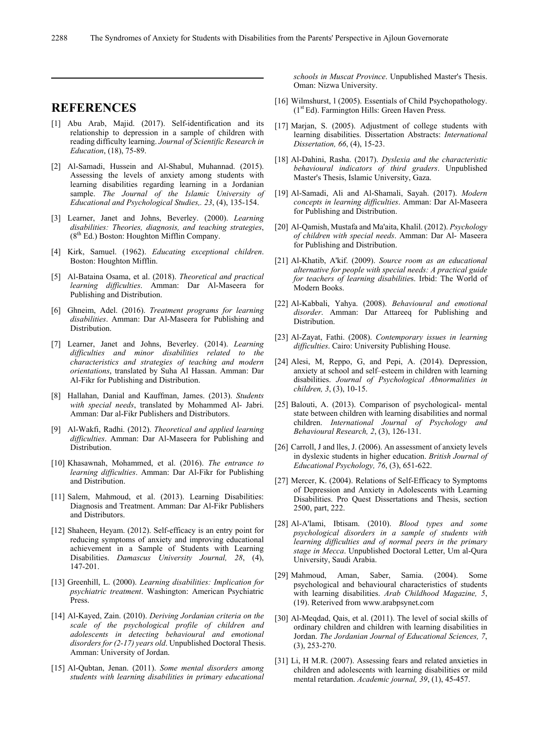## REFERENCES

[1] Abu Arab, Majid. (2017). Self-identification and its relationship to depression in a sample of children with reading difficulty learning. *Journal of Scientific Research in Education*, (18), 75-89.

[2] Al-Samadi, Hussein and Al-Shabul, Muhannad. (2015). Assessing the levels of anxiety among students with learning disabilities regarding learning in a Jordanian sample. *The Journal of the Islamic University of Educational and Psychological Studies,. 23*, (4), 135-154.

[3] Learner, Janet and Johns, Beverley. (2000). *Learning disabilities: Theories, diagnosis, and teaching strategies*, (8th Ed.) Boston: Houghton Mifflin Company.

[4] Kirk, Samuel. (1962). *Educating exceptional children*. Boston: Houghton Mifflin.

[5] Al-Bataina Osama, et al. (2018). *Theoretical and practical learning difficulties*. Amman: Dar Al-Maseera for Publishing and Distribution.

[6] Ghneim, Adel. (2016). *Treatment programs for learning disabilities*. Amman: Dar Al-Maseera for Publishing and Distribution.

[7] Learner, Janet and Johns, Beverley. (2014). *Learning difficulties and minor disabilities related to the characteristics and strategies of teaching and modern orientations*, translated by Suha Al Hassan. Amman: Dar Al-Fikr for Publishing and Distribution.

[8] Hallahan, Danial and Kauffman, James. (2013). *Students with special needs*, translated by Mohammed Al- Jabri. Amman: Dar al-Fikr Publishers and Distributors.

[9] Al-Wakfi, Radhi. (2012). *Theoretical and applied learning difficulties*. Amman: Dar Al-Maseera for Publishing and Distribution.

[10] Khasawnah, Mohammed, et al. (2016). *The entrance to learning difficulties*. Amman: Dar Al-Fikr for Publishing and Distribution.

[11] Salem, Mahmoud, et al. (2013). Learning Disabilities: Diagnosis and Treatment. Amman: Dar Al-Fikr Publishers and Distributors.

[12] Shaheen, Heyam. (2012). Self-efficacy is an entry point for reducing symptoms of anxiety and improving educational achievement in a Sample of Students with Learning Disabilities. *Damascus University Journal, 28*, (4), 147-201.

[13] Greenhill, L. (2000). *Learning disabilities: Implication for psychiatric treatment*. Washington: American Psychiatric Press.

[14] Al-Kayed, Zain. (2010). *Deriving Jordanian criteria on the scale of the psychological profile of children and adolescents in detecting behavioural and emotional disorders for (2-17) years old*. Unpublished Doctoral Thesis. Amman: University of Jordan.

[15] Al-Qubtan, Jenan. (2011). *Some mental disorders among students with learning disabilities in primary educational schools in Muscat Province*. Unpublished Master's Thesis. Oman: Nizwa University.

[16] Wilmshurst, l (2005). Essentials of Child Psychopathology. (1st Ed). Farmington Hills: Green Haven Press.

[17] Marjan, S. (2005). Adjustment of college students with learning disabilities. Dissertation Abstracts: *International Dissertation, 66*, (4), 15-23.

[18] Al-Dahini, Rasha. (2017). *Dyslexia and the characteristic behavioural indicators of third graders*. Unpublished Master's Thesis, Islamic University, Gaza.

[19] Al-Samadi, Ali and Al-Shamali, Sayah. (2017). *Modern concepts in learning difficulties*. Amman: Dar Al-Maseera for Publishing and Distribution.

[20] Al-Qamish, Mustafa and Ma'aita, Khalil. (2012). *Psychology of children with special needs*. Amman: Dar Al- Maseera for Publishing and Distribution.

[21] Al-Khatib, A'kif. (2009). *Source room as an educational alternative for people with special needs: A practical guide for teachers of learning disabilities*. Irbid: The World of Modern Books.

[22] Al-Kabbali, Yahya. (2008). *Behavioural and emotional disorder*. Amman: Dar Attareeq for Publishing and Distribution.

[23] Al-Zayat, Fathi. (2008). *Contemporary issues in learning difficulties*. Cairo: University Publishing House.

[24] Alesi, M, Reppo, G, and Pepi, A. (2014). Depression, anxiety at school and self–esteem in children with learning disabilities. *Journal of Psychological Abnormalities in children, 3*, (3), 10-15.

[25] Balouti, A. (2013). Comparison of psychological- mental state between children with learning disabilities and normal children. *International Journal of Psychology and Behavioural Research, 2*, (3), 126-131.

[26] Carroll, J and lles, J. (2006). An assessment of anxiety levels in dyslexic students in higher education. *British Journal of Educational Psychology, 76*, (3), 651-622.

[27] Mercer, K. (2004). Relations of Self-Efficacy to Symptoms of Depression and Anxiety in Adolescents with Learning Disabilities. Pro Quest Dissertations and Thesis, section 2500, part, 222.

[28] Al-A'lami, Ibtisam. (2010). *Blood types and some psychological disorders in a sample of students with learning difficulties and of normal peers in the primary stage in Mecca*. Unpublished Doctoral Letter, Um al-Qura University, Saudi Arabia.

[29] Mahmoud, Aman, Saber, Samia. (2004). Some psychological and behavioural characteristics of students with learning disabilities. *Arab Childhood Magazine, 5*, (19). Reterived from www.arabpsynet.com

[30] Al-Meqdad, Qais, et al. (2011). The level of social skills of ordinary children and children with learning disabilities in Jordan. *The Jordanian Journal of Educational Sciences, 7*, (3), 253-270.

[31] Li, H M.R. (2007). Assessing fears and related anxieties in children and adolescents with learning disabilities or mild mental retardation. *Academic journal, 39*, (1), 45-457.